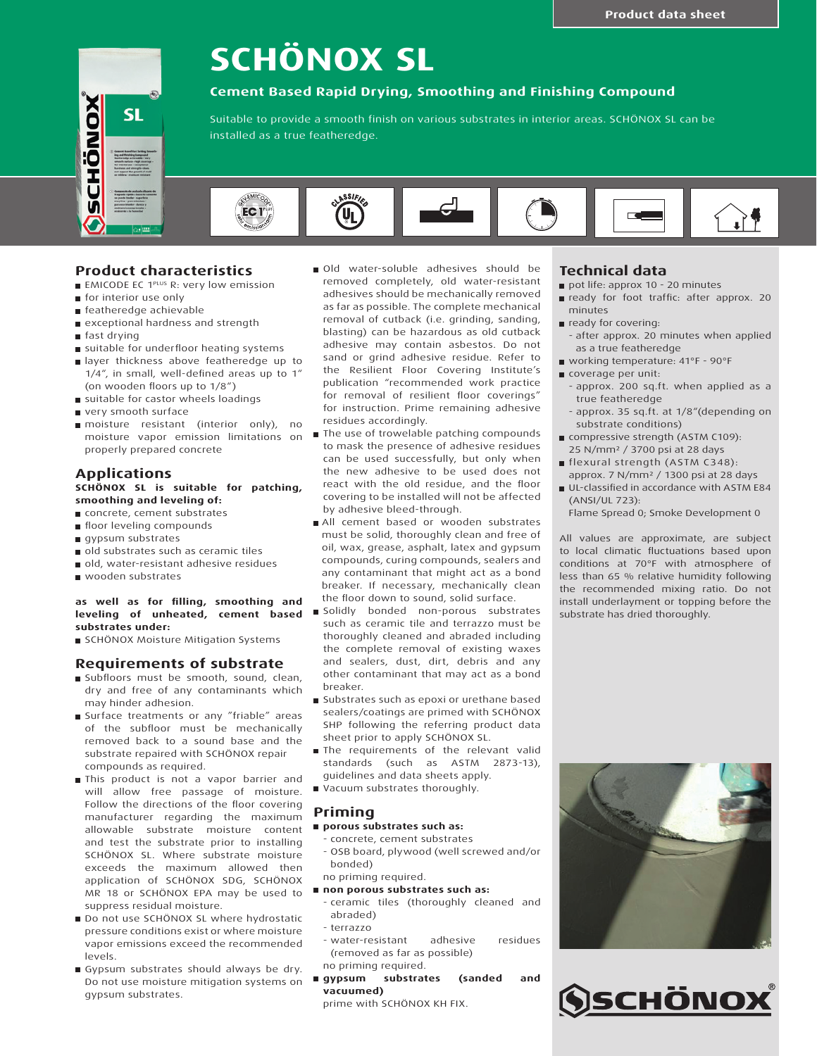Product data sheet

# SCHÖNOX SL

### Cement Based Rapid Drying, Smoothing and Finishing Compound

Suitable to provide a smooth finish on various substrates in interior areas. SCHÖNOX SL can be installed as a true featheredge.

## Product characteristics

- EMICODE EC 1PLUS R: very low emission
- for interior use only
- featheredge achievable
- exceptional hardness and strength
- fast drying
- suitable for underfloor heating systems
- layer thickness above featheredge up to 1/4", in small, well-defined areas up to 1" (on wooden floors up to 1/8")
- suitable for castor wheels loadings
- very smooth surface
- moisture resistant (interior only), no moisture vapor emission limitations on properly prepared concrete

## Applications

**SCHÖNOX SL is suitable for patching, smoothing and leveling of:**

- concrete, cement substrates
- floor leveling compounds
- gypsum substrates
- old substrates such as ceramic tiles
- old, water-resistant adhesive residues
- wooden substrates

**as well as for filling, smoothing and leveling of unheated, cement based substrates under:**

- SCHÖNOX Moisture Mitigation Systems

## Requirements of substrate

- Subfloors must be smooth, sound, clean, dry and free of any contaminants which may hinder adhesion.
- Surface treatments or any "friable" areas of the subfloor must be mechanically removed back to a sound base and the substrate repaired with SCHÖNOX repair compounds as required.
- This product is not a vapor barrier and will allow free passage of moisture. Follow the directions of the floor covering manufacturer regarding the maximum allowable substrate moisture content and test the substrate prior to installing SCHÖNOX SL. Where substrate moisture exceeds the maximum allowed then application of SCHÖNOX SDG, SCHÖNOX MR 18 or SCHÖNOX EPA may be used to suppress residual moisture.
- Do not use SCHÖNOX SL where hydrostatic pressure conditions exist or where moisture vapor emissions exceed the recommended levels.
- Gypsum substrates should always be dry. Do not use moisture mitigation systems on gypsum substrates.
- Old water-soluble adhesives should be removed completely, old water-resistant adhesives should be mechanically removed as far as possible. The complete mechanical removal of cutback (i.e. grinding, sanding, blasting) can be hazardous as old cutback adhesive may contain asbestos. Do not sand or grind adhesive residue. Refer to the Resilient Floor Covering Institute's publication "recommended work practice for removal of resilient floor coverings" for instruction. Prime remaining adhesive residues accordingly.
- The use of trowelable patching compounds to mask the presence of adhesive residues can be used successfully, but only when the new adhesive to be used does not react with the old residue, and the floor covering to be installed will not be affected by adhesive bleed-through.
- All cement based or wooden substrates must be solid, thoroughly clean and free of oil, wax, grease, asphalt, latex and gypsum compounds, curing compounds, sealers and any contaminant that might act as a bond breaker. If necessary, mechanically clean the floor down to sound, solid surface.
- Solidly bonded non-porous substrates such as ceramic tile and terrazzo must be thoroughly cleaned and abraded including the complete removal of existing waxes and sealers, dust, dirt, debris and any other contaminant that may act as a bond breaker.
- Substrates such as epoxi or urethane based sealers/coatings are primed with SCHÖNOX SHP following the referring product data sheet prior to apply SCHÖNOX SL.
- The requirements of the relevant valid standards (such as ASTM 2873-13), guidelines and data sheets apply.
- Vacuum substrates thoroughly.

## Priming

- **porous substrates such as:**
  - concrete, cement substrates
  - OSB board, plywood (well screwed and/or bonded)

  no priming required.
- **non porous substrates such as:**
  - ceramic tiles (thoroughly cleaned and abraded)
  - terrazzo
  - water-resistant adhesive residues (removed as far as possible)

  no priming required.
- **gypsum substrates (sanded and vacuumed)**

  prime with SCHÖNOX KH FIX.

## Technical data

- pot life: approx 10 - 20 minutes
- ready for foot traffic: after approx. 20 minutes
- ready for covering:
  - after approx. 20 minutes when applied as a true featheredge
- working temperature: 41°F - 90°F
- coverage per unit:
  - approx. 200 sq.ft. when applied as a true featheredge
  - approx. 35 sq.ft. at 1/8"(depending on substrate conditions)
- compressive strength (ASTM C109): 25 N/mm² / 3700 psi at 28 days
- flexural strength (ASTM C348): approx. 7 N/mm² / 1300 psi at 28 days
- UL-classified in accordance with ASTM E84 (ANSI/UL 723): Flame Spread 0; Smoke Development 0

All values are approximate, are subject to local climatic fluctuations based upon conditions at 70°F with atmosphere of less than 65 % relative humidity following the recommended mixing ratio. Do not install underlayment or topping before the substrate has dried thoroughly.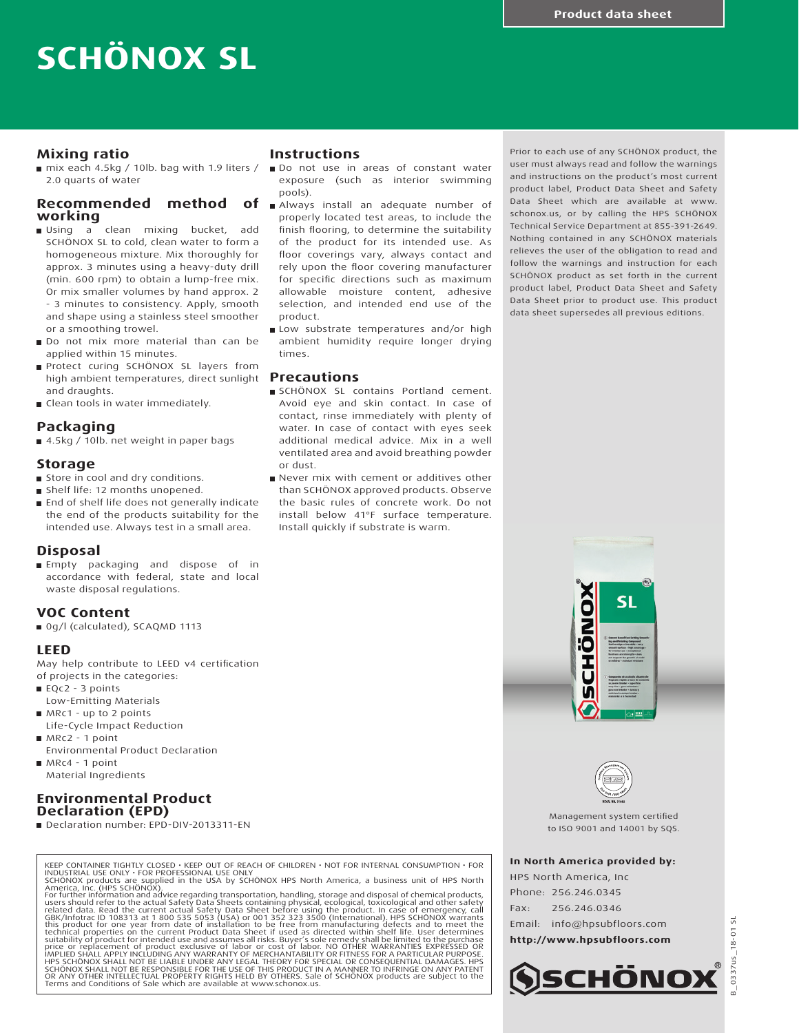# SCHÖNOX SL

## Mixing ratio

- mix each 4.5kg / 10lb. bag with 1.9 liters / 2.0 quarts of water

## Recommended method of working

- Using a clean mixing bucket, add SCHÖNOX SL to cold, clean water to form a homogeneous mixture. Mix thoroughly for approx. 3 minutes using a heavy-duty drill (min. 600 rpm) to obtain a lump-free mix. Or mix smaller volumes by hand approx. 2 - 3 minutes to consistency. Apply, smooth and shape using a stainless steel smoother or a smoothing trowel.
- Do not mix more material than can be applied within 15 minutes.
- Protect curing SCHÖNOX SL layers from high ambient temperatures, direct sunlight and draughts.
- Clean tools in water immediately.

## Packaging

- 4.5kg / 10lb. net weight in paper bags

## Storage

- Store in cool and dry conditions.
- Shelf life: 12 months unopened.
- End of shelf life does not generally indicate the end of the products suitability for the intended use. Always test in a small area.

## Disposal

- Empty packaging and dispose of in accordance with federal, state and local waste disposal regulations.

## VOC Content

- 0g/l (calculated), SCAQMD 1113

## LEED

May help contribute to LEED v4 certification of projects in the categories:

- EQc2 - 3 points
  Low-Emitting Materials
- MRc1 - up to 2 points
  Life-Cycle Impact Reduction
- MRc2 - 1 point
  Environmental Product Declaration
- MRc4 - 1 point
  Material Ingredients

## Environmental Product Declaration (EPD)

- Declaration number: EPD-DIV-2013311-EN

## Instructions

- Do not use in areas of constant water exposure (such as interior swimming pools).
- Always install an adequate number of properly located test areas, to include the finish flooring, to determine the suitability of the product for its intended use. As floor coverings vary, always contact and rely upon the floor covering manufacturer for specific directions such as maximum allowable moisture content, adhesive selection, and intended end use of the product.
- Low substrate temperatures and/or high ambient humidity require longer drying times.

## Precautions

- SCHÖNOX SL contains Portland cement. Avoid eye and skin contact. In case of contact, rinse immediately with plenty of water. In case of contact with eyes seek additional medical advice. Mix in a well ventilated area and avoid breathing powder or dust.
- Never mix with cement or additives other than SCHÖNOX approved products. Observe the basic rules of concrete work. Do not install below 41°F surface temperature. Install quickly if substrate is warm.

Prior to each use of any SCHÖNOX product, the user must always read and follow the warnings and instructions on the product's most current product label, Product Data Sheet and Safety Data Sheet which are available at www.schonox.us, or by calling the HPS SCHÖNOX Technical Service Department at 855-391-2649. Nothing contained in any SCHÖNOX materials relieves the user of the obligation to read and follow the warnings and instruction for each SCHÖNOX product as set forth in the current product label, Product Data Sheet and Safety Data Sheet prior to product use. This product data sheet supersedes all previous editions.

Management system certified to ISO 9001 and 14001 by SQS.

KEEP CONTAINER TIGHTLY CLOSED • KEEP OUT OF REACH OF CHILDREN • NOT FOR INTERNAL CONSUMPTION • FOR INDUSTRIAL USE ONLY • FOR PROFESSIONAL USE ONLY
SCHÖNOX products are supplied in the USA by SCHÖNOX HPS North America, a business unit of HPS North America, Inc. (HPS SCHÖNOX).
For further information and advice regarding transportation, handling, storage and disposal of chemical products, users should refer to the actual Safety Data Sheets containing physical, ecological, toxicological and other safety related data. Read the current actual Safety Data Sheet before using the product. In case of emergency, call GBK/Infotrac ID 108313 at 1 800 535 5053 (USA) or 001 352 323 3500 (International). HPS SCHÖNOX warrants this product for one year from date of installation to be free from manufacturing defects and to meet the technical properties on the current Product Data Sheet if used as directed within shelf life. User determines suitability of product for intended use and assumes all risks. Buyer's sole remedy shall be limited to the purchase price or replacement of product exclusive of labor or cost of labor. NO OTHER WARRANTIES EXPRESSED OR IMPLIED SHALL APPLY INCLUDING ANY WARRANTY OF MERCHANTABILITY OR FITNESS FOR A PARTICULAR PURPOSE. HPS SCHÖNOX SHALL NOT BE LIABLE UNDER ANY LEGAL THEORY FOR SPECIAL OR CONSEQUENTIAL DAMAGES. HPS SCHÖNOX SHALL NOT BE RESPONSIBLE FOR THE USE OF THIS PRODUCT IN A MANNER TO INFRINGE ON ANY PATENT OR ANY OTHER INTELLECTUAL PROPERTY RIGHTS HELD BY OTHERS. Sale of SCHÖNOX products are subject to the Terms and Conditions of Sale which are available at www.schonox.us.

**In North America provided by:**

HPS North America, Inc
Phone: 256.246.0345
Fax: 256.246.0346
Email: info@hpsubfloors.com
**http://www.hpsubfloors.com**

B_0337us_18-01 SL